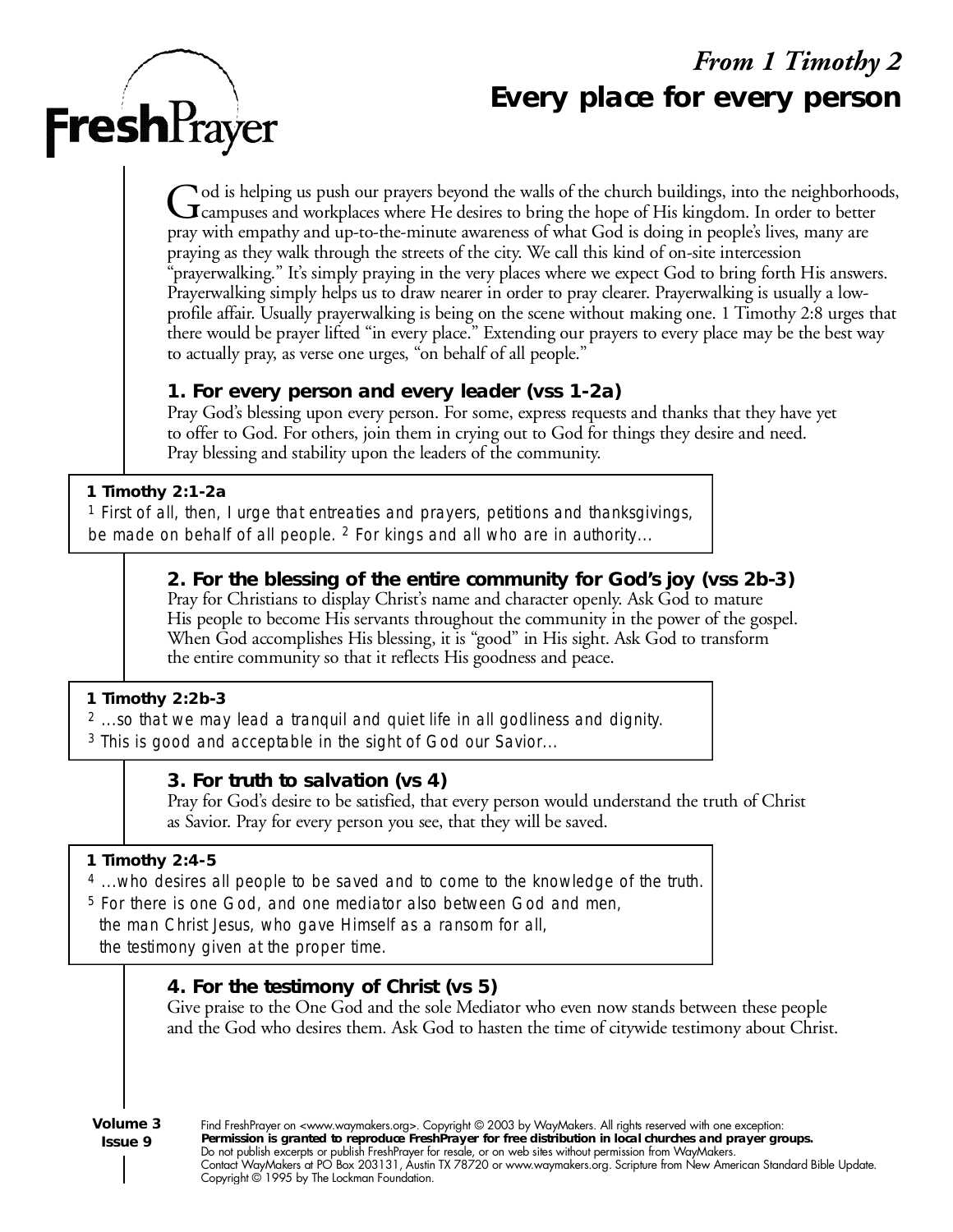# FreshPrayer

*From 1 Timothy 2*

## Every place for every person

God is helping us push our prayers beyond the walls of the church buildings, into the neighborhoods, campuses and workplaces where He desires to bring the hope of His kingdom. In order to better pray with empathy and up-to-the-minute awareness of what God is doing in people's lives, many are praying as they walk through the streets of the city. We call this kind of on-site intercession "prayerwalking." It's simply praying in the very places where we expect God to bring forth His answers. Prayerwalking simply helps us to draw nearer in order to pray clearer. Prayerwalking is usually a low-profile affair. Usually prayerwalking is being on the scene without making one. 1 Timothy 2:8 urges that there would be prayer lifted "in every place." Extending our prayers to every place may be the best way to actually pray, as verse one urges, "on behalf of all people."

### 1. For every person and every leader (vss 1-2a)

Pray God's blessing upon every person. For some, express requests and thanks that they have yet to offer to God. For others, join them in crying out to God for things they desire and need. Pray blessing and stability upon the leaders of the community.

> **1 Timothy 2:1-2a**
> 1 *First of all, then, I urge that entreaties and prayers, petitions and thanksgivings, be made on behalf of all people.* 2 *For kings and all who are in authority…*

### 2. For the blessing of the entire community for God's joy (vss 2b-3)

Pray for Christians to display Christ's name and character openly. Ask God to mature His people to become His servants throughout the community in the power of the gospel. When God accomplishes His blessing, it is "good" in His sight. Ask God to transform the entire community so that it reflects His goodness and peace.

> **1 Timothy 2:2b-3**
> 2 *…so that we may lead a tranquil and quiet life in all godliness and dignity.*
> 3 *This is good and acceptable in the sight of God our Savior…*

### 3. For truth to salvation (vs 4)

Pray for God's desire to be satisfied, that every person would understand the truth of Christ as Savior. Pray for every person you see, that they will be saved.

> **1 Timothy 2:4-5**
> 4 *…who desires all people to be saved and to come to the knowledge of the truth.*
> 5 *For there is one God, and one mediator also between God and men,*
> *the man Christ Jesus, who gave Himself as a ransom for all,*
> *the testimony given at the proper time.*

### 4. For the testimony of Christ (vs 5)

Give praise to the One God and the sole Mediator who even now stands between these people and the God who desires them. Ask God to hasten the time of citywide testimony about Christ.

**Volume 3**
**Issue 9**

Find FreshPrayer on <www.waymakers.org>. Copyright © 2003 by WayMakers. All rights reserved with one exception:
**Permission is granted to reproduce FreshPrayer for free distribution in local churches and prayer groups.**
Do not publish excerpts or publish FreshPrayer for resale, or on web sites without permission from WayMakers.
Contact WayMakers at PO Box 203131, Austin TX 78720 or www.waymakers.org. Scripture from New American Standard Bible Update. Copyright © 1995 by The Lockman Foundation.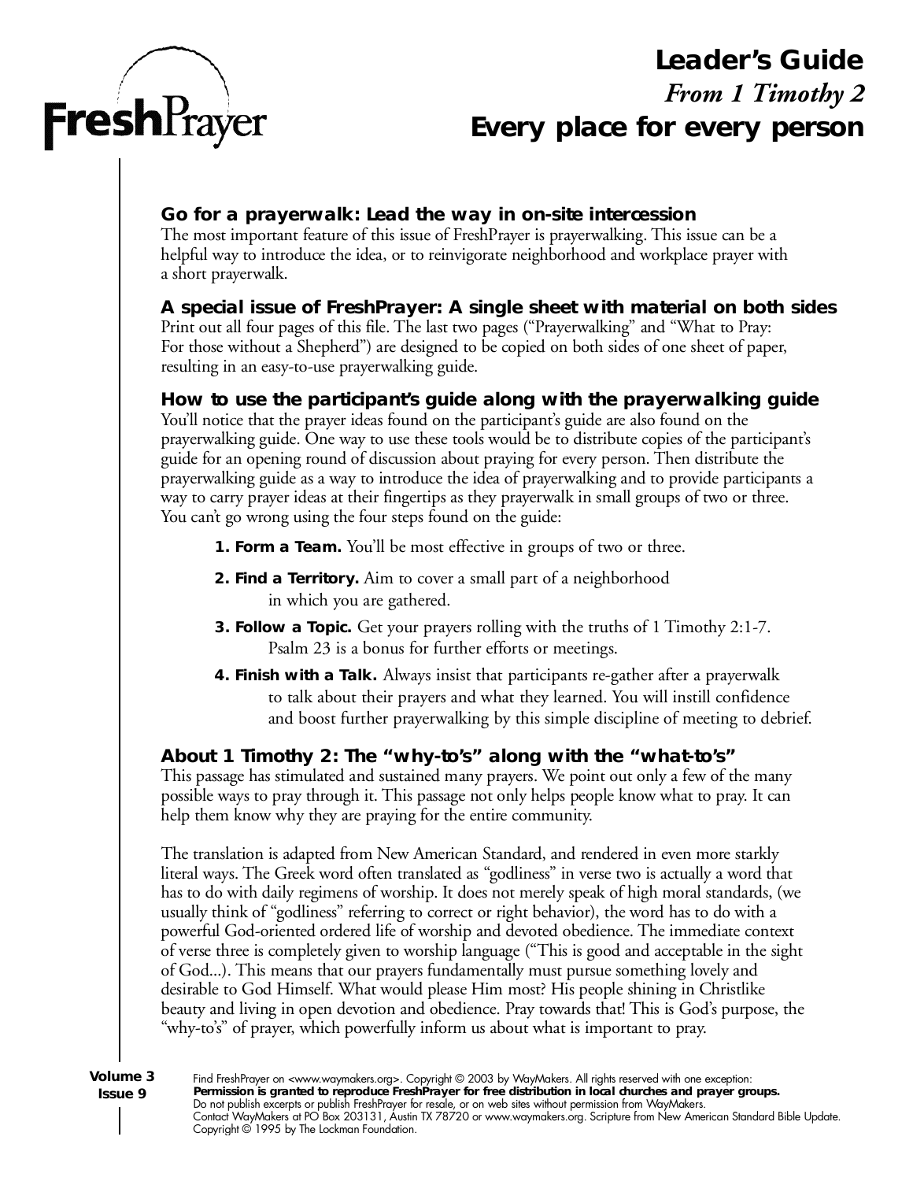FreshPrayer

# Leader's Guide

*From 1 Timothy 2*

# Every place for every person

### Go for a prayerwalk: Lead the way in on-site intercession

The most important feature of this issue of FreshPrayer is prayerwalking. This issue can be a helpful way to introduce the idea, or to reinvigorate neighborhood and workplace prayer with a short prayerwalk.

### A special issue of FreshPrayer: A single sheet with material on both sides

Print out all four pages of this file. The last two pages ("Prayerwalking" and "What to Pray: For those without a Shepherd") are designed to be copied on both sides of one sheet of paper, resulting in an easy-to-use prayerwalking guide.

### How to use the participant's guide along with the prayerwalking guide

You'll notice that the prayer ideas found on the participant's guide are also found on the prayerwalking guide. One way to use these tools would be to distribute copies of the participant's guide for an opening round of discussion about praying for every person. Then distribute the prayerwalking guide as a way to introduce the idea of prayerwalking and to provide participants a way to carry prayer ideas at their fingertips as they prayerwalk in small groups of two or three. You can't go wrong using the four steps found on the guide:

1. **Form a Team.** You'll be most effective in groups of two or three.
2. **Find a Territory.** Aim to cover a small part of a neighborhood in which you are gathered.
3. **Follow a Topic.** Get your prayers rolling with the truths of 1 Timothy 2:1-7. Psalm 23 is a bonus for further efforts or meetings.
4. **Finish with a Talk.** Always insist that participants re-gather after a prayerwalk to talk about their prayers and what they learned. You will instill confidence and boost further prayerwalking by this simple discipline of meeting to debrief.

### About 1 Timothy 2: The "why-to's" along with the "what-to's"

This passage has stimulated and sustained many prayers. We point out only a few of the many possible ways to pray through it. This passage not only helps people know what to pray. It can help them know why they are praying for the entire community.

The translation is adapted from New American Standard, and rendered in even more starkly literal ways. The Greek word often translated as "godliness" in verse two is actually a word that has to do with daily regimens of worship. It does not merely speak of high moral standards, (we usually think of "godliness" referring to correct or right behavior), the word has to do with a powerful God-oriented ordered life of worship and devoted obedience. The immediate context of verse three is completely given to worship language ("This is good and acceptable in the sight of God...). This means that our prayers fundamentally must pursue something lovely and desirable to God Himself. What would please Him most? His people shining in Christlike beauty and living in open devotion and obedience. Pray towards that! This is God's purpose, the "why-to's" of prayer, which powerfully inform us about what is important to pray.

Volume 3
Issue 9

Find FreshPrayer on <www.waymakers.org>. Copyright © 2003 by WayMakers. All rights reserved with one exception:
**Permission is granted to reproduce FreshPrayer for free distribution in local churches and prayer groups.**
Do not publish excerpts or publish FreshPrayer for resale, or on web sites without permission from WayMakers.
Contact WayMakers at PO Box 203131, Austin TX 78720 or www.waymakers.org. Scripture from New American Standard Bible Update. Copyright © 1995 by The Lockman Foundation.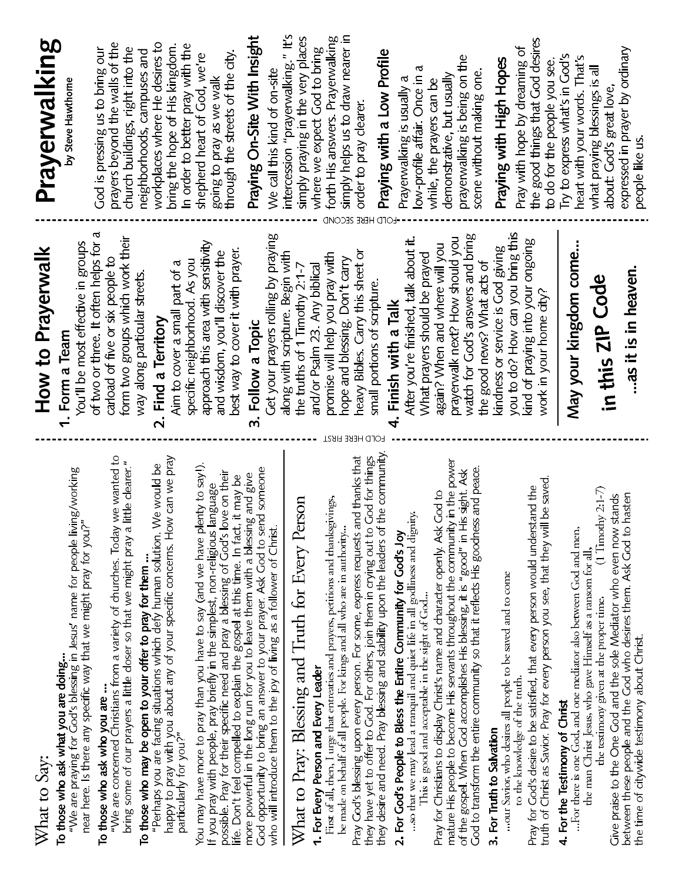# Prayerwalking

by Steve Hawthorne

God is pressing us to bring our prayers beyond the walls of the church buildings, right into the neighborhoods, campuses and workplaces where He desires to bring the hope of His kingdom. In order to better pray with the shepherd heart of God, we're going to pray as we walk through the streets of the city.

## Praying On-Site With Insight

We call this kind of on-site intercession "prayerwalking." It's simply praying in the very places where we expect God to bring forth His answers. Prayerwalking simply helps us to draw nearer in order to pray clearer.

## Praying with a Low Profile

Prayerwalking is usually a low-profile affair. Once in a while, the prayers can be demonstrative, but usually prayerwalking is being on the scene without making one.

## Praying with High Hopes

Pray with hope by dreaming of the good things that God desires to do for the people you see. Try to express what's in God's heart with your words. That's what praying blessings is all about: God's great love, expressed in prayer by ordinary people like us.

FOLD HERE SECOND

# How to Prayerwalk

## 1. Form a Team

You'll be most effective in groups of two or three. It often helps for a carload of five or six people to form two groups which work their way along particular streets.

## 2. Find a Territory

Aim to cover a small part of a specific neighborhood. As you approach this area with sensitivity and wisdom, you'll discover the best way to cover it with prayer.

## 3. Follow a Topic

Get your prayers rolling by praying along with scripture. Begin with the truths of 1 Timothy 2:1-7 and/or Psalm 23. Any biblical promise will help you pray with hope and blessing. Don't carry heavy Bibles. Carry this sheet or small portions of scripture.

## 4. Finish with a Talk

After you're finished, talk about it. What prayers should be prayed again? When and where will you prayerwalk next? How should you watch for God's answers and bring the good news? What acts of kindness or service is God giving you to do? How can you bring this kind of praying into your ongoing work in your home city?

**May your kingdom come...**

**in this ZIP Code**

**...as it is in heaven.**

FOLD HERE FIRST

# What to Say:

**To those who ask what you are doing...**
"We are praying for God's blessing in Jesus' name for people living/working near here. Is there any specific way that we might pray for you?"

**To those who ask who you are ...**
"We are concerned Christians from a variety of churches. Today we wanted to bring some of our prayers a little closer so that we might pray a little clearer."

**To those who may be open to your offer to pray for them ...**
"Perhaps you are facing situations which defy human solution. We would be happy to pray with you about any of your specific concerns. How can we pray particularly for you?"

You may have more to pray than you have to say (and we have plenty to say!). If you pray with people, pray briefly in the simplest, non-religious language possible. Pray for their specific need and pray a blessing of God's love on their life. Don't feel compelled to explain the gospel at this time. In fact, it may be more powerful in the long run for you to leave them with a blessing and give God opportunity to bring an answer to your prayer. Ask God to send someone who will introduce them to the joy of living as a follower of Christ.

# What to Pray: Blessing and Truth for Every Person

**1. For Every Person and Every Leader**

First of all, then, I urge that entreaties and prayers, petitions and thanksgivings, be made on behalf of all people. For kings and all who are in authority...

Pray God's blessing upon every person. For some, express requests and thanks that they have yet to offer to God. For others, join them in crying out to God for things they desire and need. Pray blessing and stability upon the leaders of the community.

**2. For God's People to Bless the Entire Community for God's Joy**

...so that we may lead a tranquil and quiet life in all godliness and dignity.
This is good and acceptable in the sight of God...

Pray for Christians to display Christ's name and character openly. Ask God to mature His people to become His servants throughout the community in the power of the gospel. When God accomplishes His blessing, it is "good" in His sight. Ask God to transform the entire community so that it reflects His goodness and peace.

**3. For Truth to Salvation**

...our Savior, who desires all people to be saved and to come to the knowledge of the truth.

Pray for God's desire to be satisfied, that every person would understand the truth of Christ as Savior. Pray for every person you see, that they will be saved.

**4. For the Testimony of Christ**

...For there is one God, and one mediator also between God and men, the man Christ Jesus, who gave Himself as a ransom for all, the testimony given at the proper time. (1 Timothy 2:1-7)

Give praise to the One God and the sole Mediator who even now stands between these people and the God who desires them. Ask God to hasten the time of citywide testimony about Christ.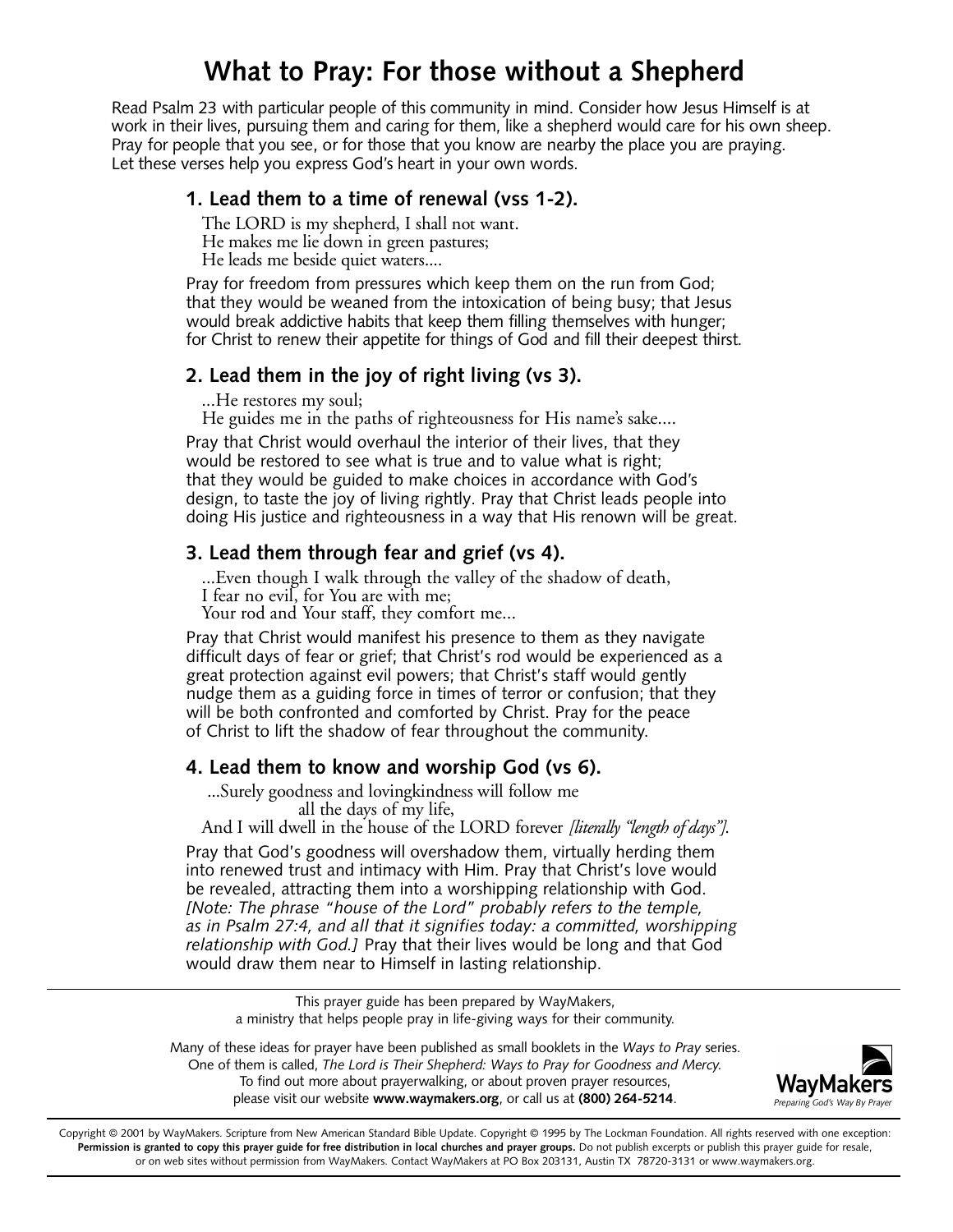# What to Pray: For those without a Shepherd

Read Psalm 23 with particular people of this community in mind. Consider how Jesus Himself is at work in their lives, pursuing them and caring for them, like a shepherd would care for his own sheep. Pray for people that you see, or for those that you know are nearby the place you are praying. Let these verses help you express God's heart in your own words.

## 1. Lead them to a time of renewal (vss 1-2).

The LORD is my shepherd, I shall not want.
He makes me lie down in green pastures;
He leads me beside quiet waters....

Pray for freedom from pressures which keep them on the run from God; that they would be weaned from the intoxication of being busy; that Jesus would break addictive habits that keep them filling themselves with hunger; for Christ to renew their appetite for things of God and fill their deepest thirst.

## 2. Lead them in the joy of right living (vs 3).

...He restores my soul;
He guides me in the paths of righteousness for His name's sake....

Pray that Christ would overhaul the interior of their lives, that they would be restored to see what is true and to value what is right; that they would be guided to make choices in accordance with God's design, to taste the joy of living rightly. Pray that Christ leads people into doing His justice and righteousness in a way that His renown will be great.

## 3. Lead them through fear and grief (vs 4).

...Even though I walk through the valley of the shadow of death,
I fear no evil, for You are with me;
Your rod and Your staff, they comfort me...

Pray that Christ would manifest his presence to them as they navigate difficult days of fear or grief; that Christ's rod would be experienced as a great protection against evil powers; that Christ's staff would gently nudge them as a guiding force in times of terror or confusion; that they will be both confronted and comforted by Christ. Pray for the peace of Christ to lift the shadow of fear throughout the community.

## 4. Lead them to know and worship God (vs 6).

...Surely goodness and lovingkindness will follow me
all the days of my life,
And I will dwell in the house of the LORD forever *[literally "length of days"]*.

Pray that God's goodness will overshadow them, virtually herding them into renewed trust and intimacy with Him. Pray that Christ's love would be revealed, attracting them into a worshipping relationship with God. *[Note: The phrase "house of the Lord" probably refers to the temple, as in Psalm 27:4, and all that it signifies today: a committed, worshipping relationship with God.]* Pray that their lives would be long and that God would draw them near to Himself in lasting relationship.

---

This prayer guide has been prepared by WayMakers, a ministry that helps people pray in life-giving ways for their community.

Many of these ideas for prayer have been published as small booklets in the *Ways to Pray* series. One of them is called, *The Lord is Their Shepherd: Ways to Pray for Goodness and Mercy.* To find out more about prayerwalking, or about proven prayer resources, please visit our website **www.waymakers.org**, or call us at **(800) 264-5214**.

WayMakers
*Preparing God's Way By Prayer*

Copyright © 2001 by WayMakers. Scripture from New American Standard Bible Update. Copyright © 1995 by The Lockman Foundation. All rights reserved with one exception: **Permission is granted to copy this prayer guide for free distribution in local churches and prayer groups.** Do not publish excerpts or publish this prayer guide for resale, or on web sites without permission from WayMakers. Contact WayMakers at PO Box 203131, Austin TX 78720-3131 or www.waymakers.org.